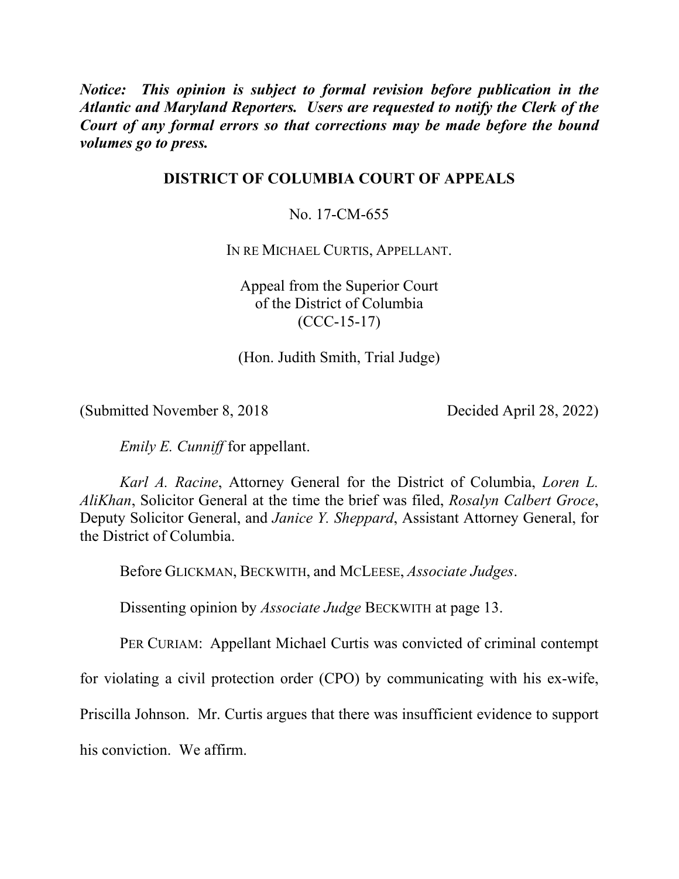***Notice: This opinion is subject to formal revision before publication in the Atlantic and Maryland Reporters. Users are requested to notify the Clerk of the Court of any formal errors so that corrections may be made before the bound volumes go to press.***

**DISTRICT OF COLUMBIA COURT OF APPEALS**

No. 17-CM-655

IN RE MICHAEL CURTIS, APPELLANT.

Appeal from the Superior Court
of the District of Columbia
(CCC-15-17)

(Hon. Judith Smith, Trial Judge)

(Submitted November 8, 2018 Decided April 28, 2022)

*Emily E. Cunniff* for appellant.

*Karl A. Racine*, Attorney General for the District of Columbia, *Loren L. AliKhan*, Solicitor General at the time the brief was filed, *Rosalyn Calbert Groce*, Deputy Solicitor General, and *Janice Y. Sheppard*, Assistant Attorney General, for the District of Columbia.

Before GLICKMAN, BECKWITH, and MCLEESE, *Associate Judges*.

Dissenting opinion by *Associate Judge* BECKWITH at page 13.

PER CURIAM: Appellant Michael Curtis was convicted of criminal contempt for violating a civil protection order (CPO) by communicating with his ex-wife, Priscilla Johnson. Mr. Curtis argues that there was insufficient evidence to support his conviction. We affirm.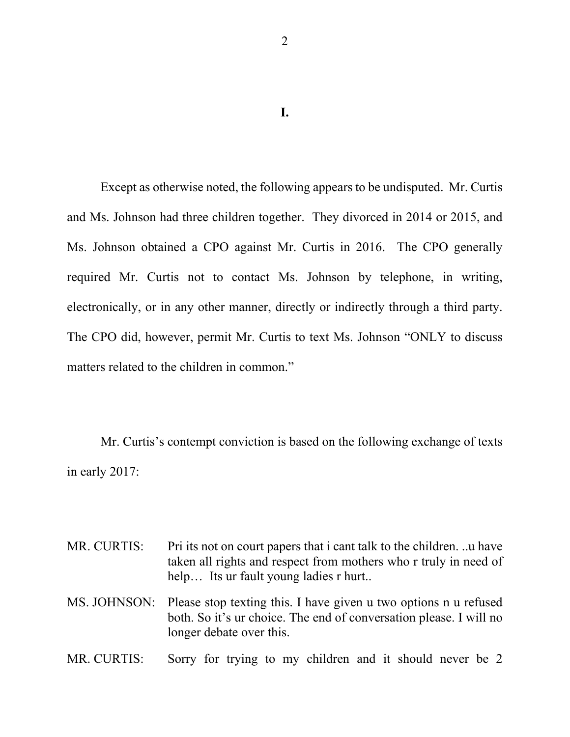# I.

Except as otherwise noted, the following appears to be undisputed. Mr. Curtis and Ms. Johnson had three children together. They divorced in 2014 or 2015, and Ms. Johnson obtained a CPO against Mr. Curtis in 2016. The CPO generally required Mr. Curtis not to contact Ms. Johnson by telephone, in writing, electronically, or in any other manner, directly or indirectly through a third party. The CPO did, however, permit Mr. Curtis to text Ms. Johnson "ONLY to discuss matters related to the children in common."

Mr. Curtis's contempt conviction is based on the following exchange of texts in early 2017:

MR. CURTIS: Pri its not on court papers that i cant talk to the children. ..u have taken all rights and respect from mothers who r truly in need of help… Its ur fault young ladies r hurt..

MS. JOHNSON: Please stop texting this. I have given u two options n u refused both. So it's ur choice. The end of conversation please. I will no longer debate over this.

MR. CURTIS: Sorry for trying to my children and it should never be 2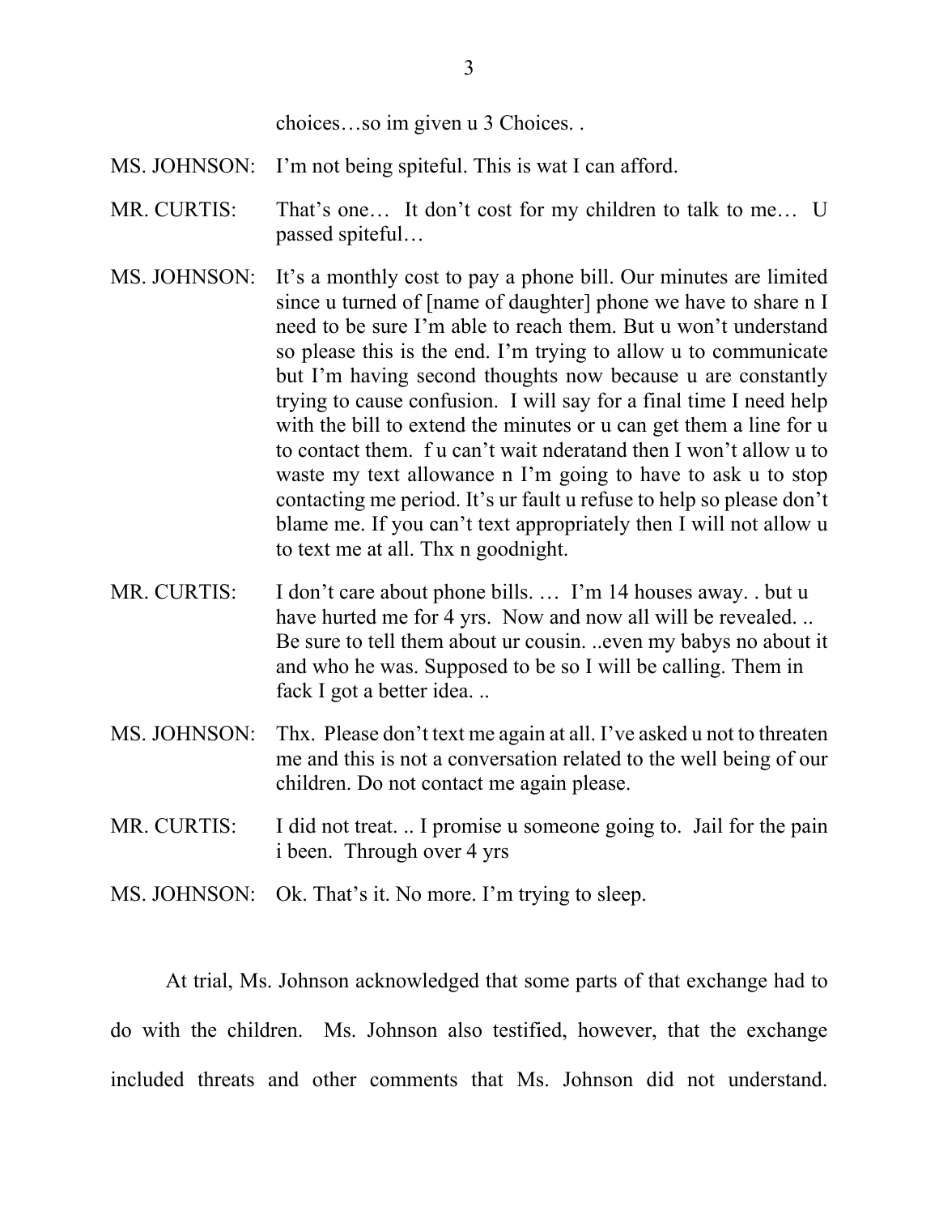choices…so im given u 3 Choices. .

MS. JOHNSON: I'm not being spiteful. This is wat I can afford.

MR. CURTIS: That's one… It don't cost for my children to talk to me… U passed spiteful…

MS. JOHNSON: It's a monthly cost to pay a phone bill. Our minutes are limited since u turned of [name of daughter] phone we have to share n I need to be sure I'm able to reach them. But u won't understand so please this is the end. I'm trying to allow u to communicate but I'm having second thoughts now because u are constantly trying to cause confusion. I will say for a final time I need help with the bill to extend the minutes or u can get them a line for u to contact them. f u can't wait nderatand and then I won't allow u to waste my text allowance n I'm going to have to ask u to stop contacting me period. It's ur fault u refuse to help so please don't blame me. If you can't text appropriately then I will not allow u to text me at all. Thx n goodnight.

MR. CURTIS: I don't care about phone bills. … I'm 14 houses away. . but u have hurted me for 4 yrs. Now and now all will be revealed. .. Be sure to tell them about ur cousin. ..even my babys no about it and who he was. Supposed to be so I will be calling. Them in fack I got a better idea. ..

MS. JOHNSON: Thx. Please don't text me again at all. I've asked u not to threaten me and this is not a conversation related to the well being of our children. Do not contact me again please.

MR. CURTIS: I did not treat. .. I promise u someone going to. Jail for the pain i been. Through over 4 yrs

MS. JOHNSON: Ok. That's it. No more. I'm trying to sleep.

At trial, Ms. Johnson acknowledged that some parts of that exchange had to do with the children. Ms. Johnson also testified, however, that the exchange included threats and other comments that Ms. Johnson did not understand.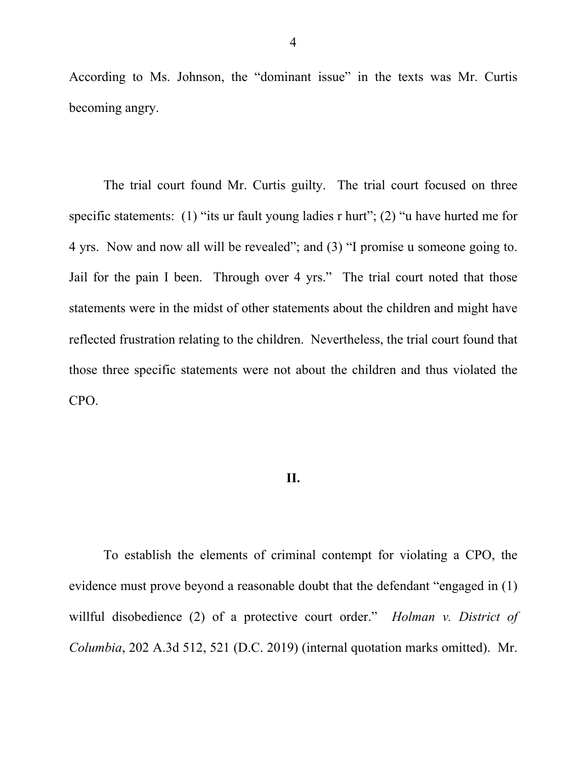According to Ms. Johnson, the "dominant issue" in the texts was Mr. Curtis becoming angry.

The trial court found Mr. Curtis guilty. The trial court focused on three specific statements: (1) "its ur fault young ladies r hurt"; (2) "u have hurted me for 4 yrs. Now and now all will be revealed"; and (3) "I promise u someone going to. Jail for the pain I been. Through over 4 yrs." The trial court noted that those statements were in the midst of other statements about the children and might have reflected frustration relating to the children. Nevertheless, the trial court found that those three specific statements were not about the children and thus violated the CPO.

## II.

To establish the elements of criminal contempt for violating a CPO, the evidence must prove beyond a reasonable doubt that the defendant "engaged in (1) willful disobedience (2) of a protective court order." *Holman v. District of Columbia*, 202 A.3d 512, 521 (D.C. 2019) (internal quotation marks omitted). Mr.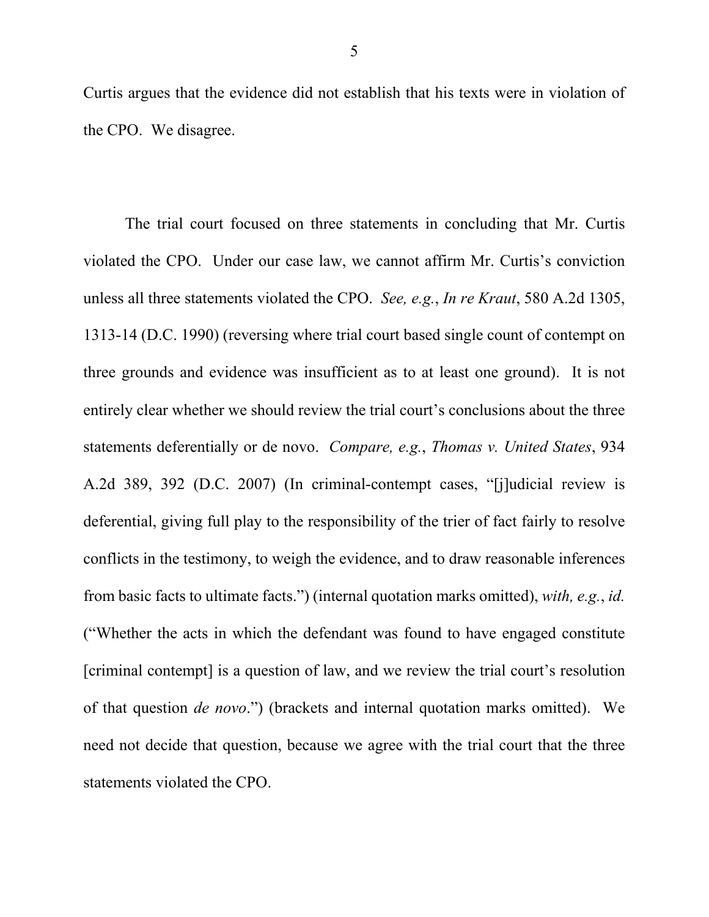Curtis argues that the evidence did not establish that his texts were in violation of the CPO. We disagree.

The trial court focused on three statements in concluding that Mr. Curtis violated the CPO. Under our case law, we cannot affirm Mr. Curtis's conviction unless all three statements violated the CPO. *See, e.g.*, *In re Kraut*, 580 A.2d 1305, 1313-14 (D.C. 1990) (reversing where trial court based single count of contempt on three grounds and evidence was insufficient as to at least one ground). It is not entirely clear whether we should review the trial court's conclusions about the three statements deferentially or de novo. *Compare, e.g.*, *Thomas v. United States*, 934 A.2d 389, 392 (D.C. 2007) (In criminal-contempt cases, "[j]udicial review is deferential, giving full play to the responsibility of the trier of fact fairly to resolve conflicts in the testimony, to weigh the evidence, and to draw reasonable inferences from basic facts to ultimate facts.") (internal quotation marks omitted), *with, e.g.*, *id.* ("Whether the acts in which the defendant was found to have engaged constitute [criminal contempt] is a question of law, and we review the trial court's resolution of that question *de novo*.") (brackets and internal quotation marks omitted). We need not decide that question, because we agree with the trial court that the three statements violated the CPO.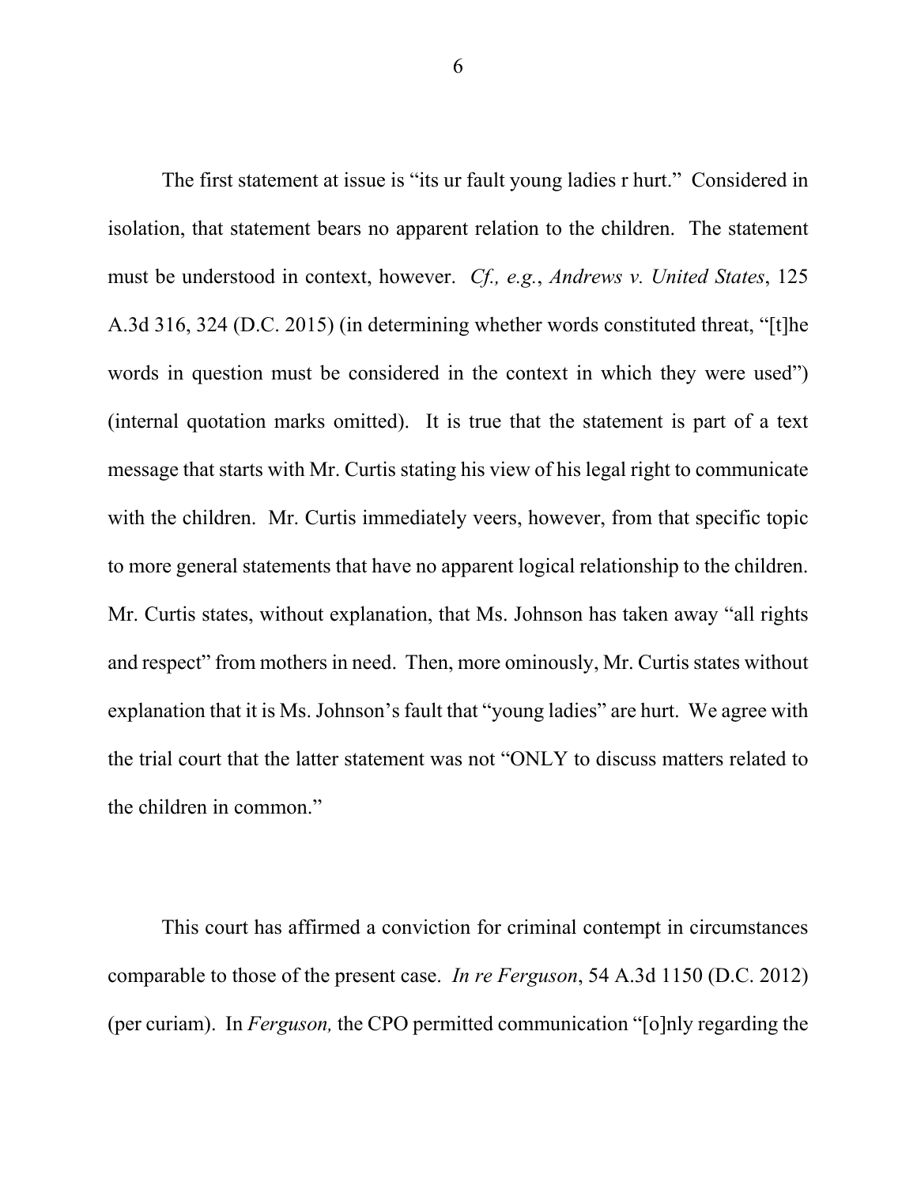The first statement at issue is "its ur fault young ladies r hurt." Considered in isolation, that statement bears no apparent relation to the children. The statement must be understood in context, however. *Cf., e.g.*, *Andrews v. United States*, 125 A.3d 316, 324 (D.C. 2015) (in determining whether words constituted threat, "[t]he words in question must be considered in the context in which they were used") (internal quotation marks omitted). It is true that the statement is part of a text message that starts with Mr. Curtis stating his view of his legal right to communicate with the children. Mr. Curtis immediately veers, however, from that specific topic to more general statements that have no apparent logical relationship to the children. Mr. Curtis states, without explanation, that Ms. Johnson has taken away "all rights and respect" from mothers in need. Then, more ominously, Mr. Curtis states without explanation that it is Ms. Johnson's fault that "young ladies" are hurt. We agree with the trial court that the latter statement was not "ONLY to discuss matters related to the children in common."

This court has affirmed a conviction for criminal contempt in circumstances comparable to those of the present case. *In re Ferguson*, 54 A.3d 1150 (D.C. 2012) (per curiam). In *Ferguson,* the CPO permitted communication "[o]nly regarding the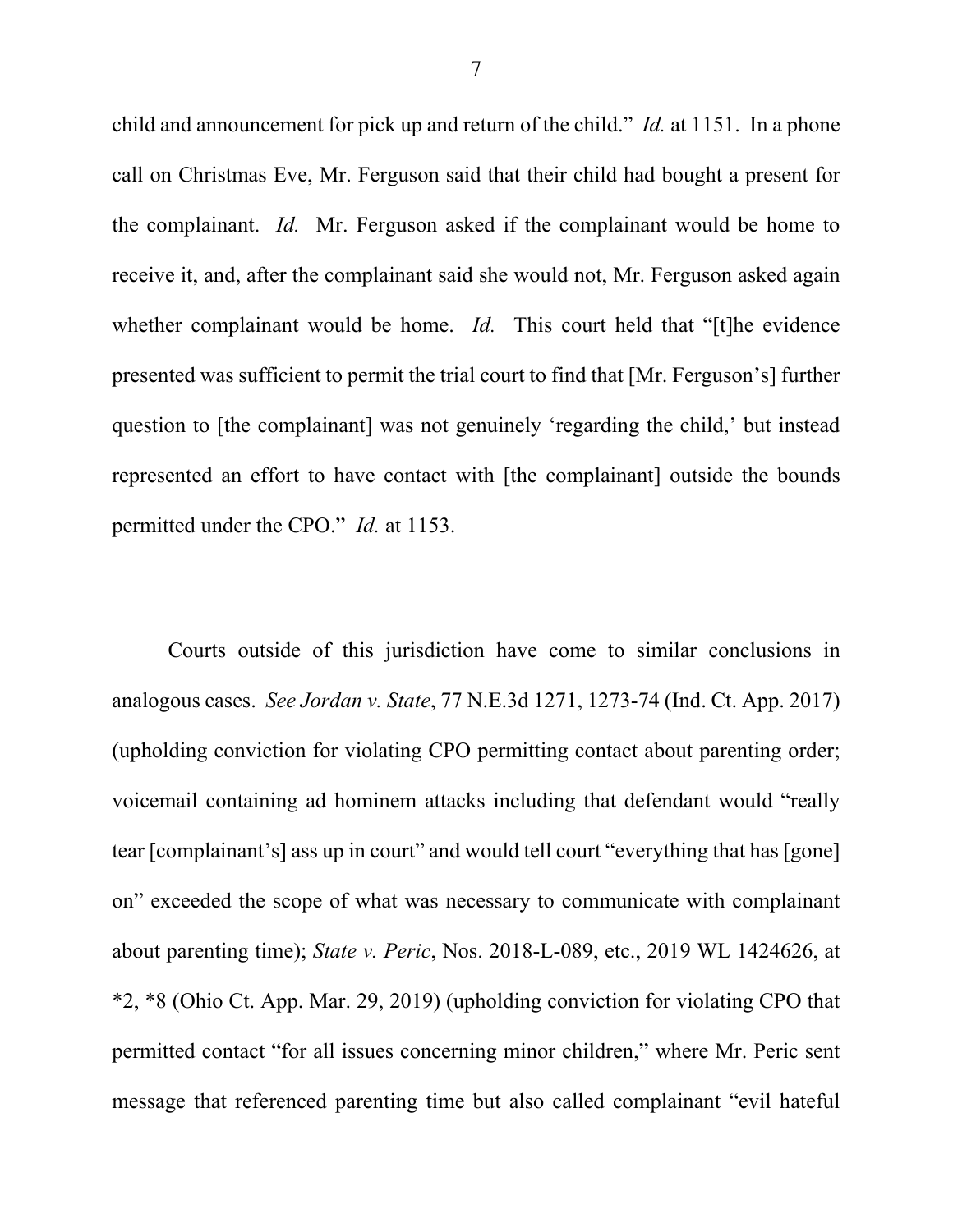child and announcement for pick up and return of the child." *Id.* at 1151. In a phone call on Christmas Eve, Mr. Ferguson said that their child had bought a present for the complainant. *Id.* Mr. Ferguson asked if the complainant would be home to receive it, and, after the complainant said she would not, Mr. Ferguson asked again whether complainant would be home. *Id.* This court held that "[t]he evidence presented was sufficient to permit the trial court to find that [Mr. Ferguson's] further question to [the complainant] was not genuinely 'regarding the child,' but instead represented an effort to have contact with [the complainant] outside the bounds permitted under the CPO." *Id.* at 1153.

Courts outside of this jurisdiction have come to similar conclusions in analogous cases. *See Jordan v. State*, 77 N.E.3d 1271, 1273-74 (Ind. Ct. App. 2017) (upholding conviction for violating CPO permitting contact about parenting order; voicemail containing ad hominem attacks including that defendant would "really tear [complainant's] ass up in court" and would tell court "everything that has [gone] on" exceeded the scope of what was necessary to communicate with complainant about parenting time); *State v. Peric*, Nos. 2018-L-089, etc., 2019 WL 1424626, at *2, *8 (Ohio Ct. App. Mar. 29, 2019) (upholding conviction for violating CPO that permitted contact "for all issues concerning minor children," where Mr. Peric sent message that referenced parenting time but also called complainant "evil hateful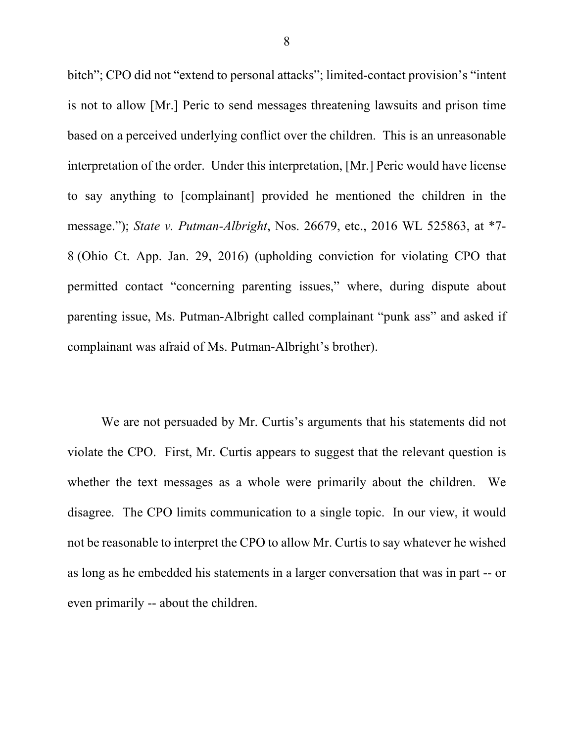bitch"; CPO did not "extend to personal attacks"; limited-contact provision's "intent is not to allow [Mr.] Peric to send messages threatening lawsuits and prison time based on a perceived underlying conflict over the children. This is an unreasonable interpretation of the order. Under this interpretation, [Mr.] Peric would have license to say anything to [complainant] provided he mentioned the children in the message."); *State v. Putman-Albright*, Nos. 26679, etc., 2016 WL 525863, at *7-8 (Ohio Ct. App. Jan. 29, 2016) (upholding conviction for violating CPO that permitted contact "concerning parenting issues," where, during dispute about parenting issue, Ms. Putman-Albright called complainant "punk ass" and asked if complainant was afraid of Ms. Putman-Albright's brother).

We are not persuaded by Mr. Curtis's arguments that his statements did not violate the CPO. First, Mr. Curtis appears to suggest that the relevant question is whether the text messages as a whole were primarily about the children. We disagree. The CPO limits communication to a single topic. In our view, it would not be reasonable to interpret the CPO to allow Mr. Curtis to say whatever he wished as long as he embedded his statements in a larger conversation that was in part -- or even primarily -- about the children.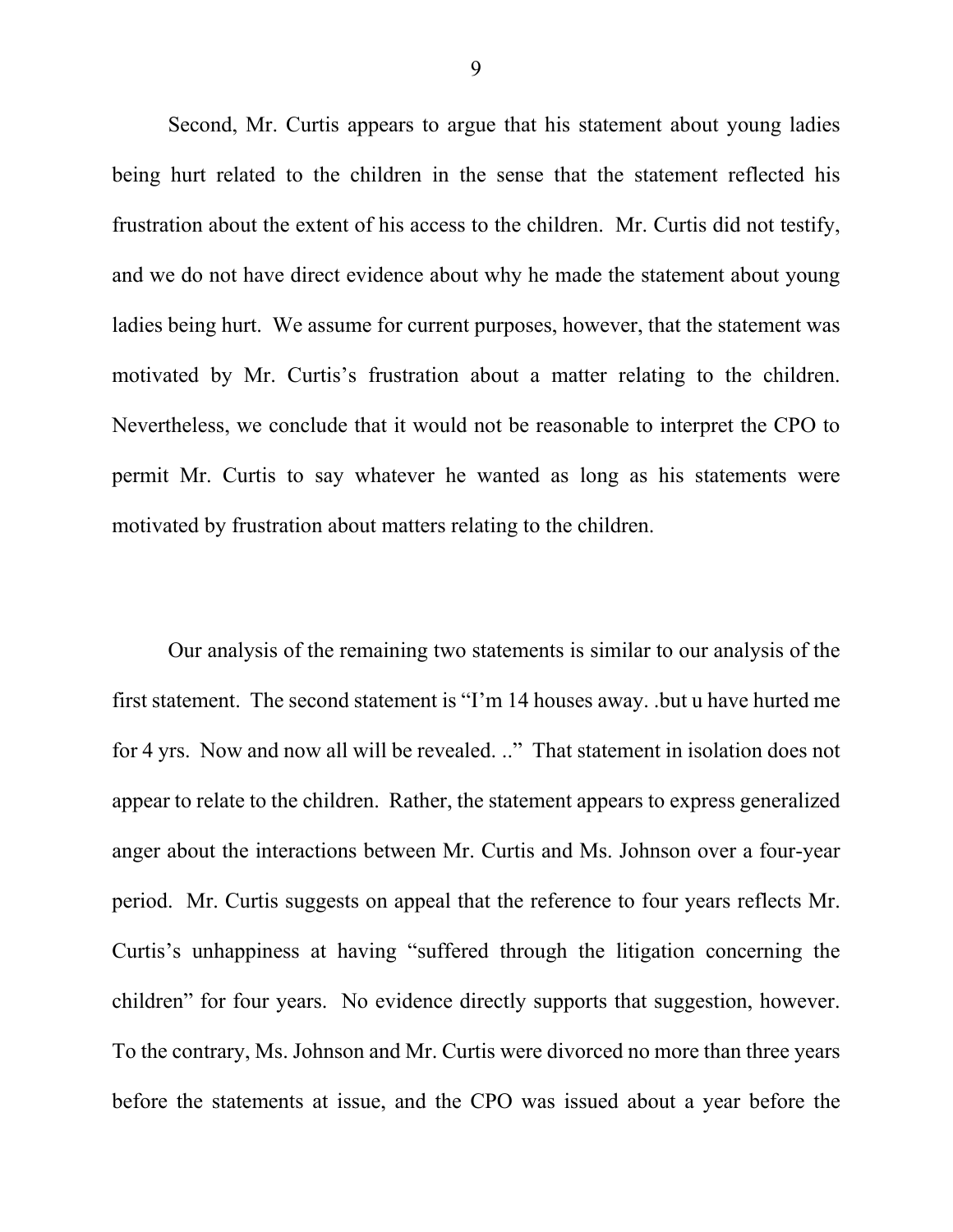Second, Mr. Curtis appears to argue that his statement about young ladies being hurt related to the children in the sense that the statement reflected his frustration about the extent of his access to the children. Mr. Curtis did not testify, and we do not have direct evidence about why he made the statement about young ladies being hurt. We assume for current purposes, however, that the statement was motivated by Mr. Curtis's frustration about a matter relating to the children. Nevertheless, we conclude that it would not be reasonable to interpret the CPO to permit Mr. Curtis to say whatever he wanted as long as his statements were motivated by frustration about matters relating to the children.

Our analysis of the remaining two statements is similar to our analysis of the first statement. The second statement is "I'm 14 houses away. .but u have hurted me for 4 yrs. Now and now all will be revealed. .." That statement in isolation does not appear to relate to the children. Rather, the statement appears to express generalized anger about the interactions between Mr. Curtis and Ms. Johnson over a four-year period. Mr. Curtis suggests on appeal that the reference to four years reflects Mr. Curtis's unhappiness at having "suffered through the litigation concerning the children" for four years. No evidence directly supports that suggestion, however. To the contrary, Ms. Johnson and Mr. Curtis were divorced no more than three years before the statements at issue, and the CPO was issued about a year before the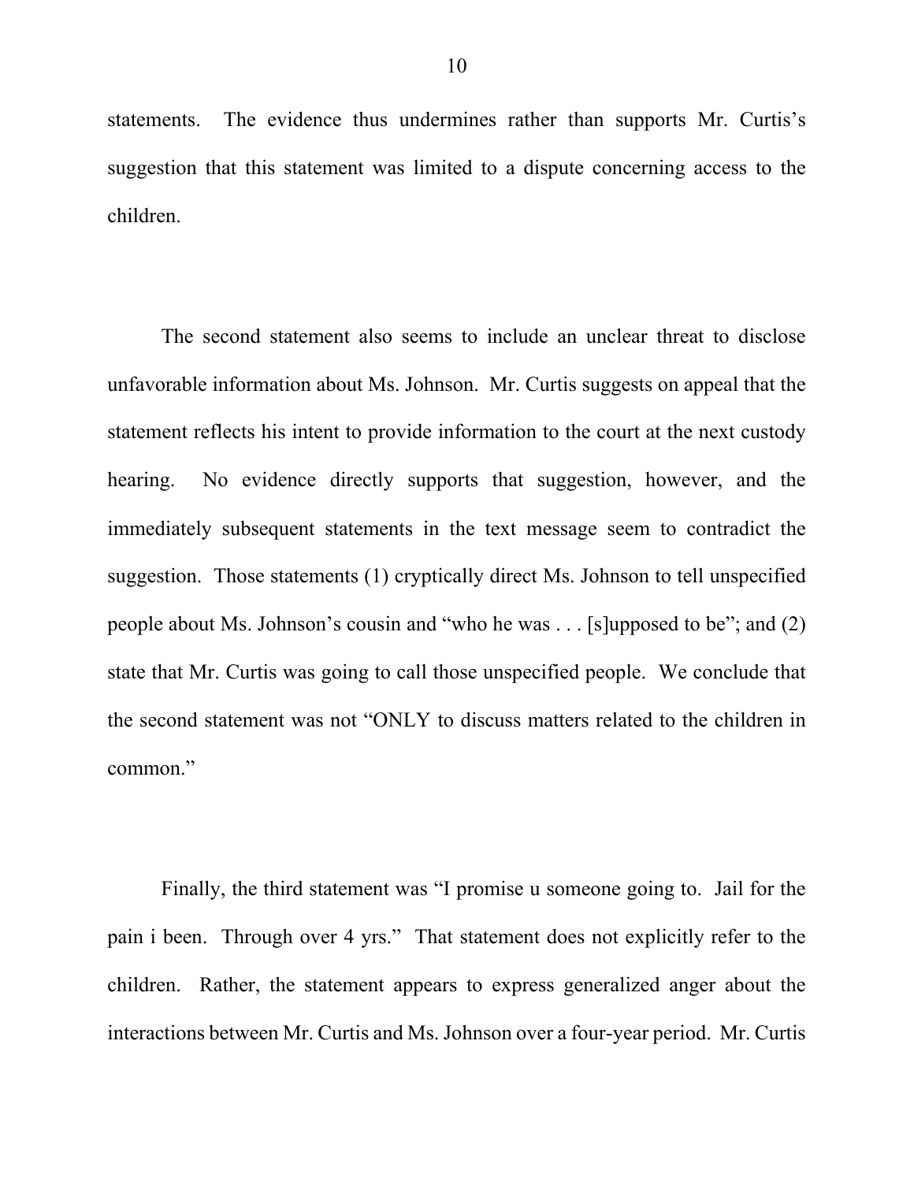statements. The evidence thus undermines rather than supports Mr. Curtis's suggestion that this statement was limited to a dispute concerning access to the children.

The second statement also seems to include an unclear threat to disclose unfavorable information about Ms. Johnson. Mr. Curtis suggests on appeal that the statement reflects his intent to provide information to the court at the next custody hearing. No evidence directly supports that suggestion, however, and the immediately subsequent statements in the text message seem to contradict the suggestion. Those statements (1) cryptically direct Ms. Johnson to tell unspecified people about Ms. Johnson's cousin and "who he was . . . [s]upposed to be"; and (2) state that Mr. Curtis was going to call those unspecified people. We conclude that the second statement was not "ONLY to discuss matters related to the children in common."

Finally, the third statement was "I promise u someone going to. Jail for the pain i been. Through over 4 yrs." That statement does not explicitly refer to the children. Rather, the statement appears to express generalized anger about the interactions between Mr. Curtis and Ms. Johnson over a four-year period. Mr. Curtis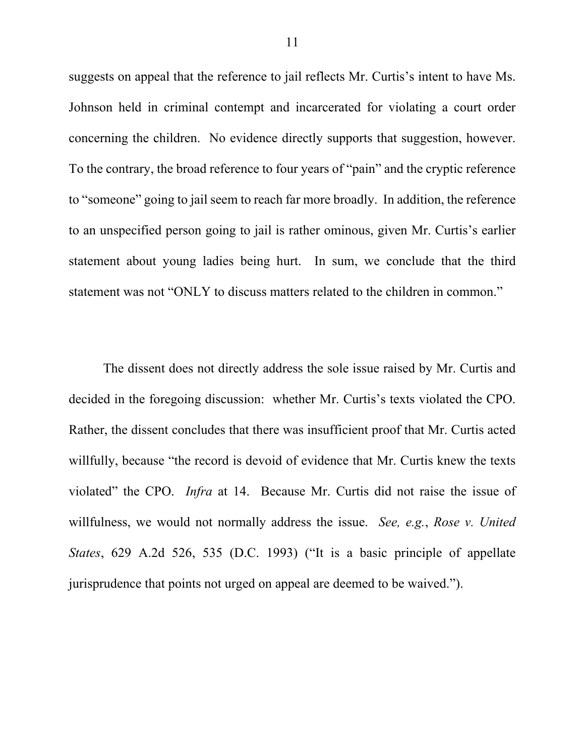suggests on appeal that the reference to jail reflects Mr. Curtis's intent to have Ms. Johnson held in criminal contempt and incarcerated for violating a court order concerning the children. No evidence directly supports that suggestion, however. To the contrary, the broad reference to four years of "pain" and the cryptic reference to "someone" going to jail seem to reach far more broadly. In addition, the reference to an unspecified person going to jail is rather ominous, given Mr. Curtis's earlier statement about young ladies being hurt. In sum, we conclude that the third statement was not "ONLY to discuss matters related to the children in common."

The dissent does not directly address the sole issue raised by Mr. Curtis and decided in the foregoing discussion: whether Mr. Curtis's texts violated the CPO. Rather, the dissent concludes that there was insufficient proof that Mr. Curtis acted willfully, because "the record is devoid of evidence that Mr. Curtis knew the texts violated" the CPO. *Infra* at 14. Because Mr. Curtis did not raise the issue of willfulness, we would not normally address the issue. *See, e.g.*, *Rose v. United States*, 629 A.2d 526, 535 (D.C. 1993) ("It is a basic principle of appellate jurisprudence that points not urged on appeal are deemed to be waived.").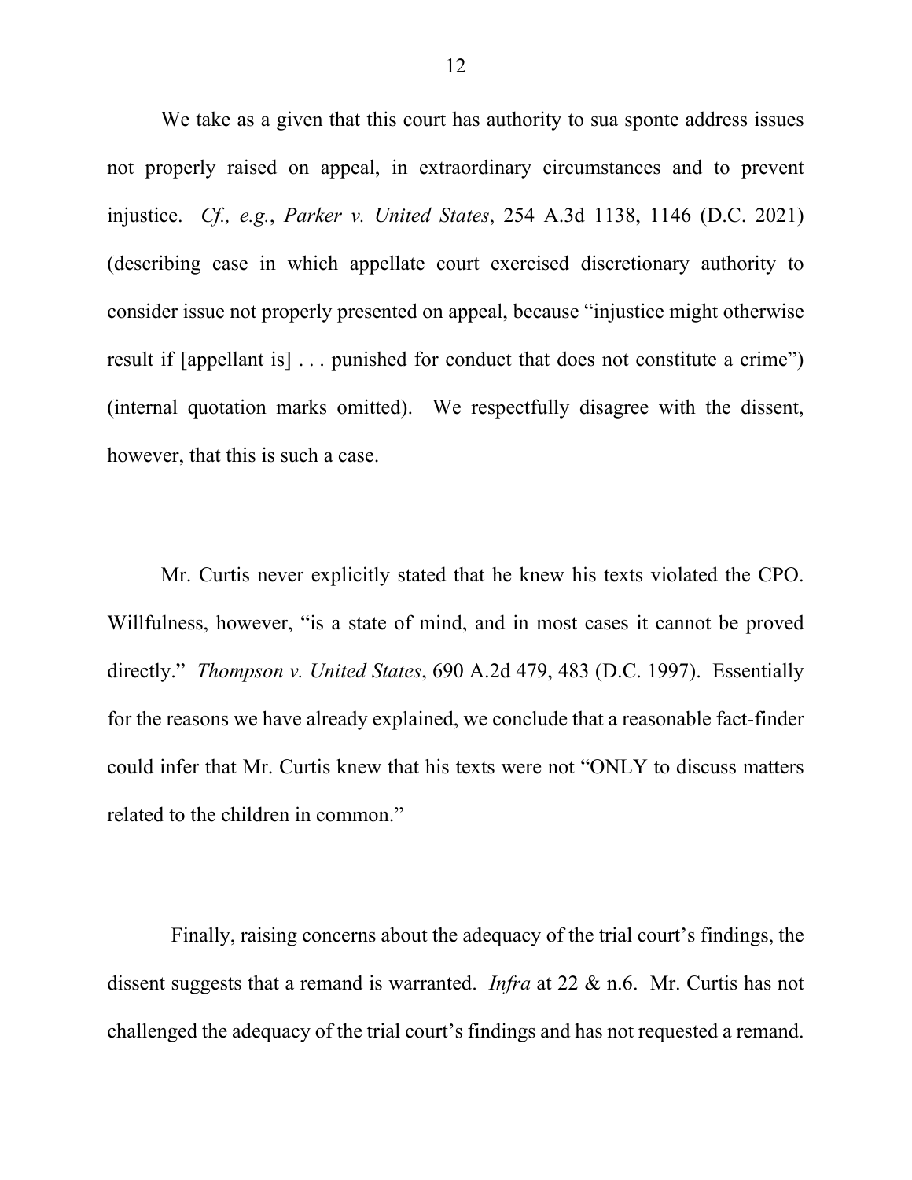We take as a given that this court has authority to sua sponte address issues not properly raised on appeal, in extraordinary circumstances and to prevent injustice. *Cf., e.g.*, *Parker v. United States*, 254 A.3d 1138, 1146 (D.C. 2021) (describing case in which appellate court exercised discretionary authority to consider issue not properly presented on appeal, because "injustice might otherwise result if [appellant is] . . . punished for conduct that does not constitute a crime") (internal quotation marks omitted). We respectfully disagree with the dissent, however, that this is such a case.

Mr. Curtis never explicitly stated that he knew his texts violated the CPO. Willfulness, however, "is a state of mind, and in most cases it cannot be proved directly." *Thompson v. United States*, 690 A.2d 479, 483 (D.C. 1997). Essentially for the reasons we have already explained, we conclude that a reasonable fact-finder could infer that Mr. Curtis knew that his texts were not "ONLY to discuss matters related to the children in common."

Finally, raising concerns about the adequacy of the trial court's findings, the dissent suggests that a remand is warranted. *Infra* at 22 & n.6. Mr. Curtis has not challenged the adequacy of the trial court's findings and has not requested a remand.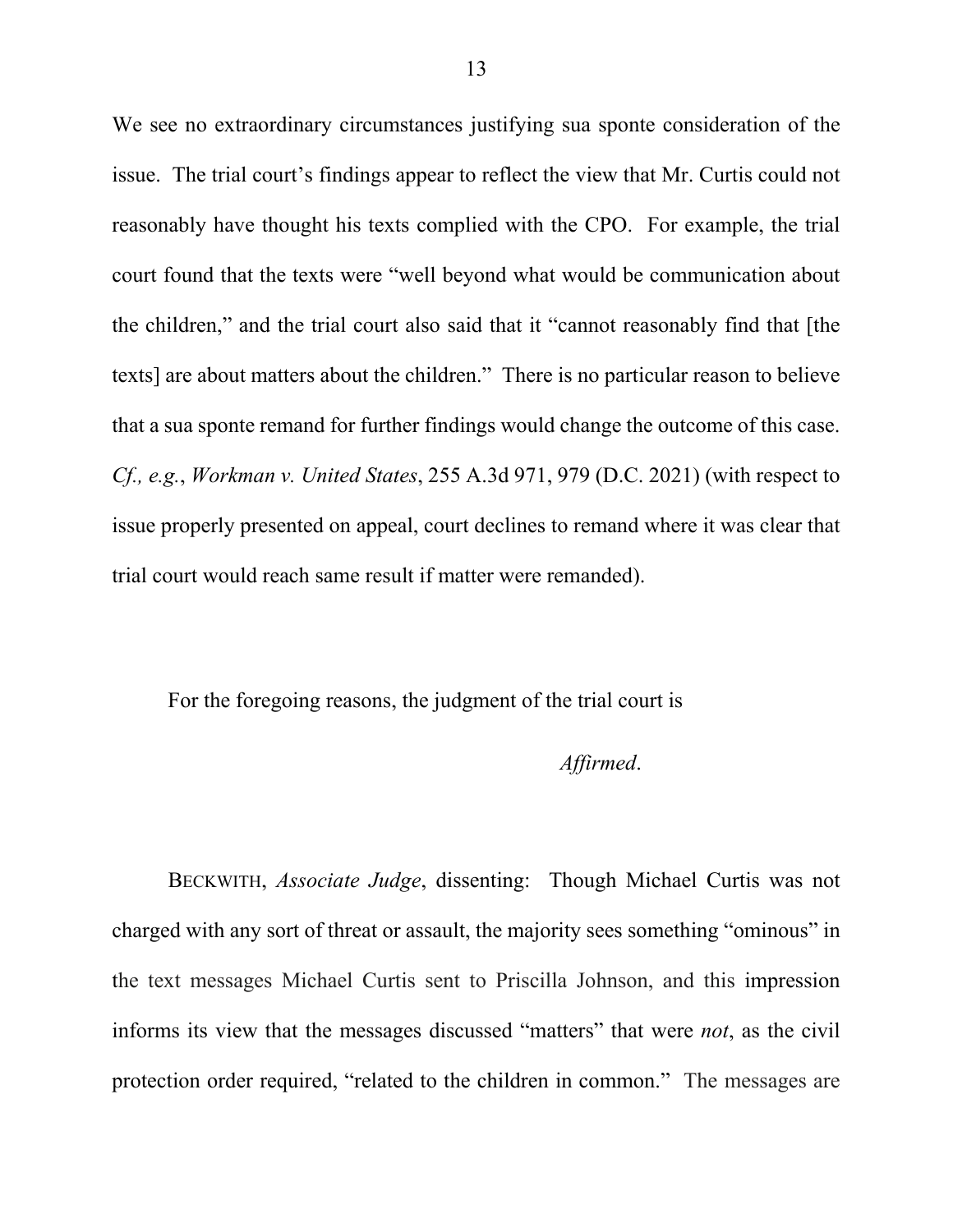We see no extraordinary circumstances justifying sua sponte consideration of the issue. The trial court's findings appear to reflect the view that Mr. Curtis could not reasonably have thought his texts complied with the CPO. For example, the trial court found that the texts were "well beyond what would be communication about the children," and the trial court also said that it "cannot reasonably find that [the texts] are about matters about the children." There is no particular reason to believe that a sua sponte remand for further findings would change the outcome of this case. *Cf., e.g.*, *Workman v. United States*, 255 A.3d 971, 979 (D.C. 2021) (with respect to issue properly presented on appeal, court declines to remand where it was clear that trial court would reach same result if matter were remanded).

For the foregoing reasons, the judgment of the trial court is

*Affirmed*.

BECKWITH, *Associate Judge*, dissenting: Though Michael Curtis was not charged with any sort of threat or assault, the majority sees something "ominous" in the text messages Michael Curtis sent to Priscilla Johnson, and this impression informs its view that the messages discussed "matters" that were *not*, as the civil protection order required, "related to the children in common." The messages are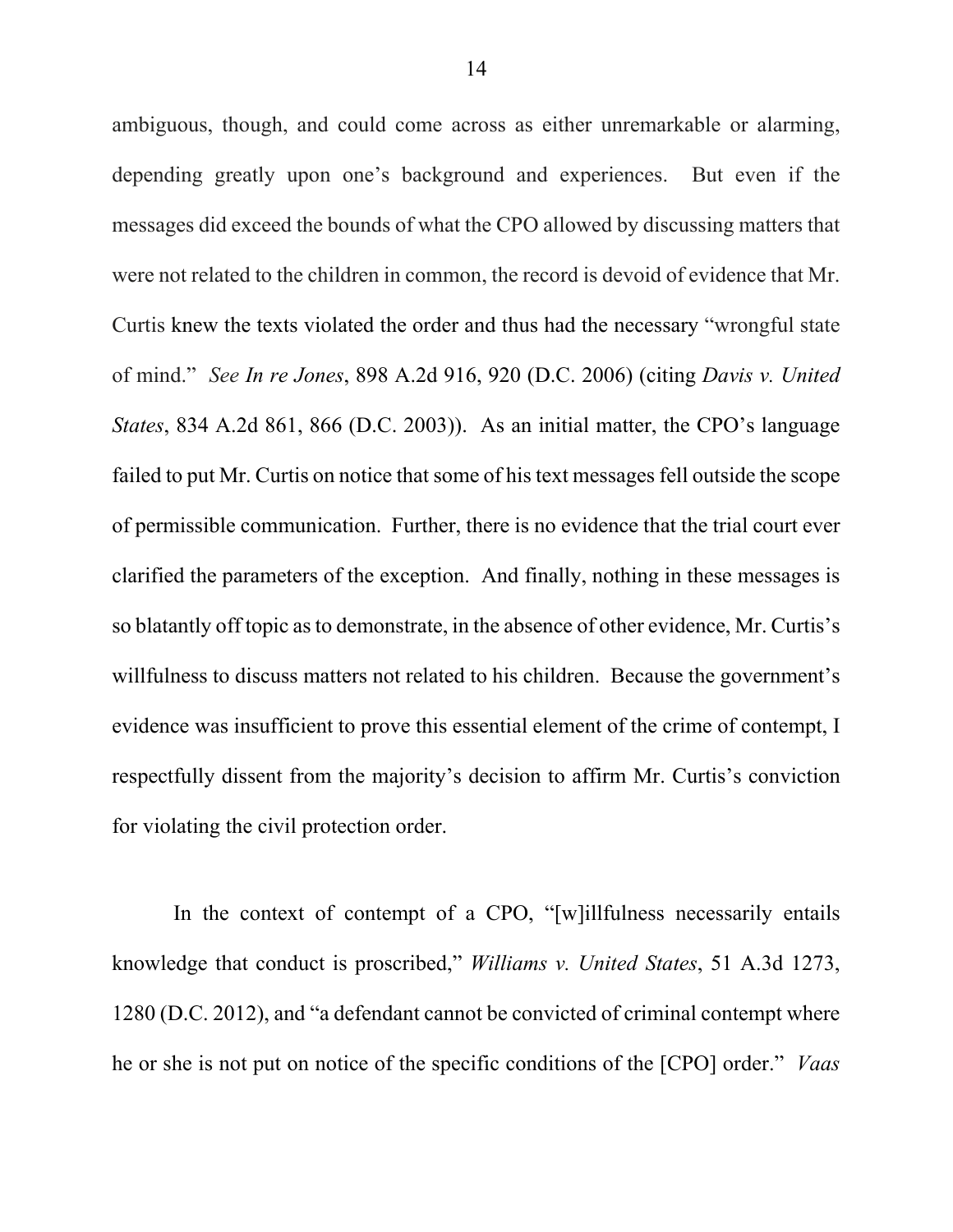ambiguous, though, and could come across as either unremarkable or alarming, depending greatly upon one's background and experiences. But even if the messages did exceed the bounds of what the CPO allowed by discussing matters that were not related to the children in common, the record is devoid of evidence that Mr. Curtis knew the texts violated the order and thus had the necessary "wrongful state of mind." *See In re Jones*, 898 A.2d 916, 920 (D.C. 2006) (citing *Davis v. United States*, 834 A.2d 861, 866 (D.C. 2003)). As an initial matter, the CPO's language failed to put Mr. Curtis on notice that some of his text messages fell outside the scope of permissible communication. Further, there is no evidence that the trial court ever clarified the parameters of the exception. And finally, nothing in these messages is so blatantly off topic as to demonstrate, in the absence of other evidence, Mr. Curtis's willfulness to discuss matters not related to his children. Because the government's evidence was insufficient to prove this essential element of the crime of contempt, I respectfully dissent from the majority's decision to affirm Mr. Curtis's conviction for violating the civil protection order.

In the context of contempt of a CPO, "[w]illfulness necessarily entails knowledge that conduct is proscribed," *Williams v. United States*, 51 A.3d 1273, 1280 (D.C. 2012), and "a defendant cannot be convicted of criminal contempt where he or she is not put on notice of the specific conditions of the [CPO] order." *Vaas*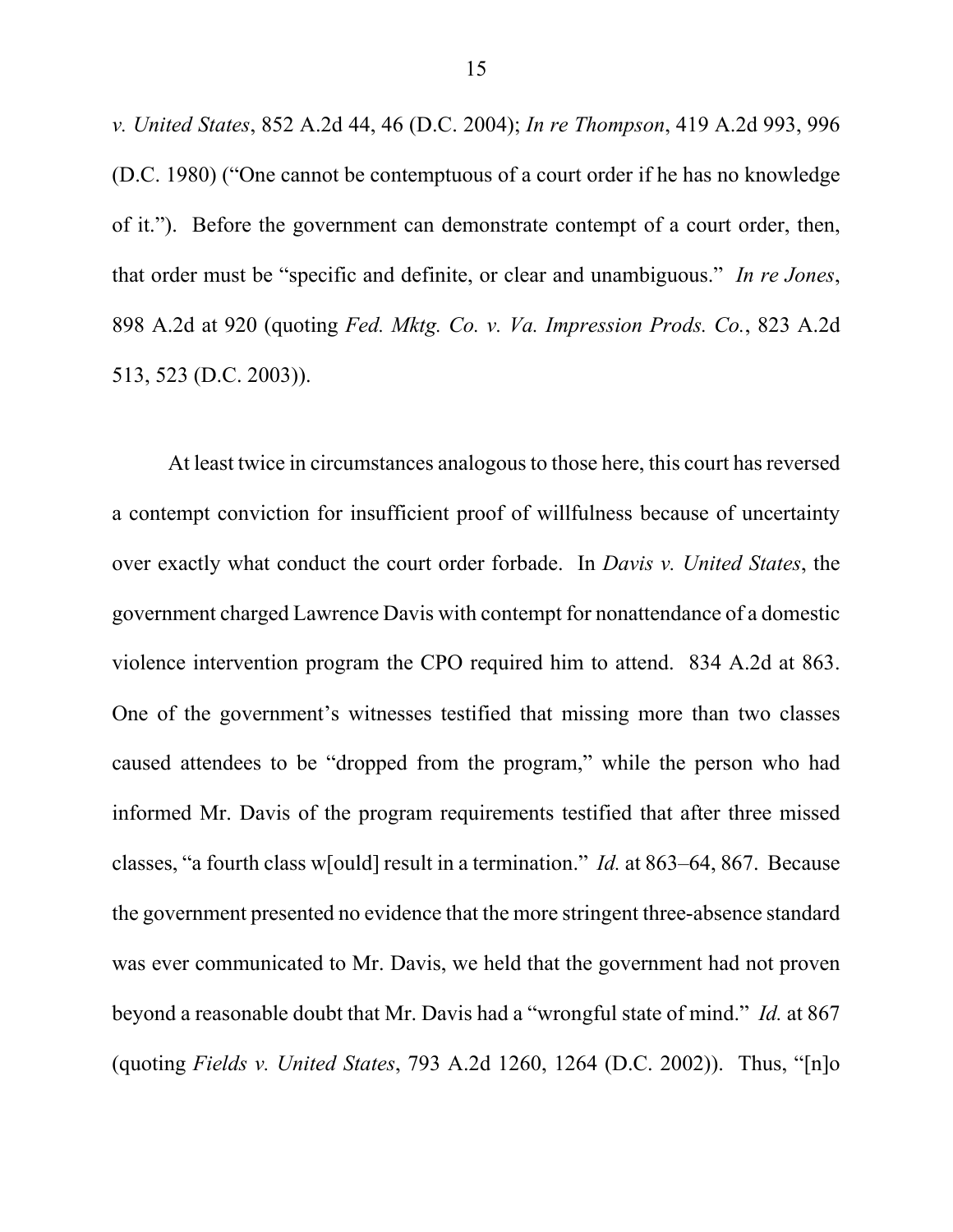*v. United States*, 852 A.2d 44, 46 (D.C. 2004); *In re Thompson*, 419 A.2d 993, 996 (D.C. 1980) ("One cannot be contemptuous of a court order if he has no knowledge of it."). Before the government can demonstrate contempt of a court order, then, that order must be "specific and definite, or clear and unambiguous." *In re Jones*, 898 A.2d at 920 (quoting *Fed. Mktg. Co. v. Va. Impression Prods. Co.*, 823 A.2d 513, 523 (D.C. 2003)).

At least twice in circumstances analogous to those here, this court has reversed a contempt conviction for insufficient proof of willfulness because of uncertainty over exactly what conduct the court order forbade. In *Davis v. United States*, the government charged Lawrence Davis with contempt for nonattendance of a domestic violence intervention program the CPO required him to attend. 834 A.2d at 863. One of the government's witnesses testified that missing more than two classes caused attendees to be "dropped from the program," while the person who had informed Mr. Davis of the program requirements testified that after three missed classes, "a fourth class w[ould] result in a termination." *Id.* at 863–64, 867. Because the government presented no evidence that the more stringent three-absence standard was ever communicated to Mr. Davis, we held that the government had not proven beyond a reasonable doubt that Mr. Davis had a "wrongful state of mind." *Id.* at 867 (quoting *Fields v. United States*, 793 A.2d 1260, 1264 (D.C. 2002)). Thus, "[n]o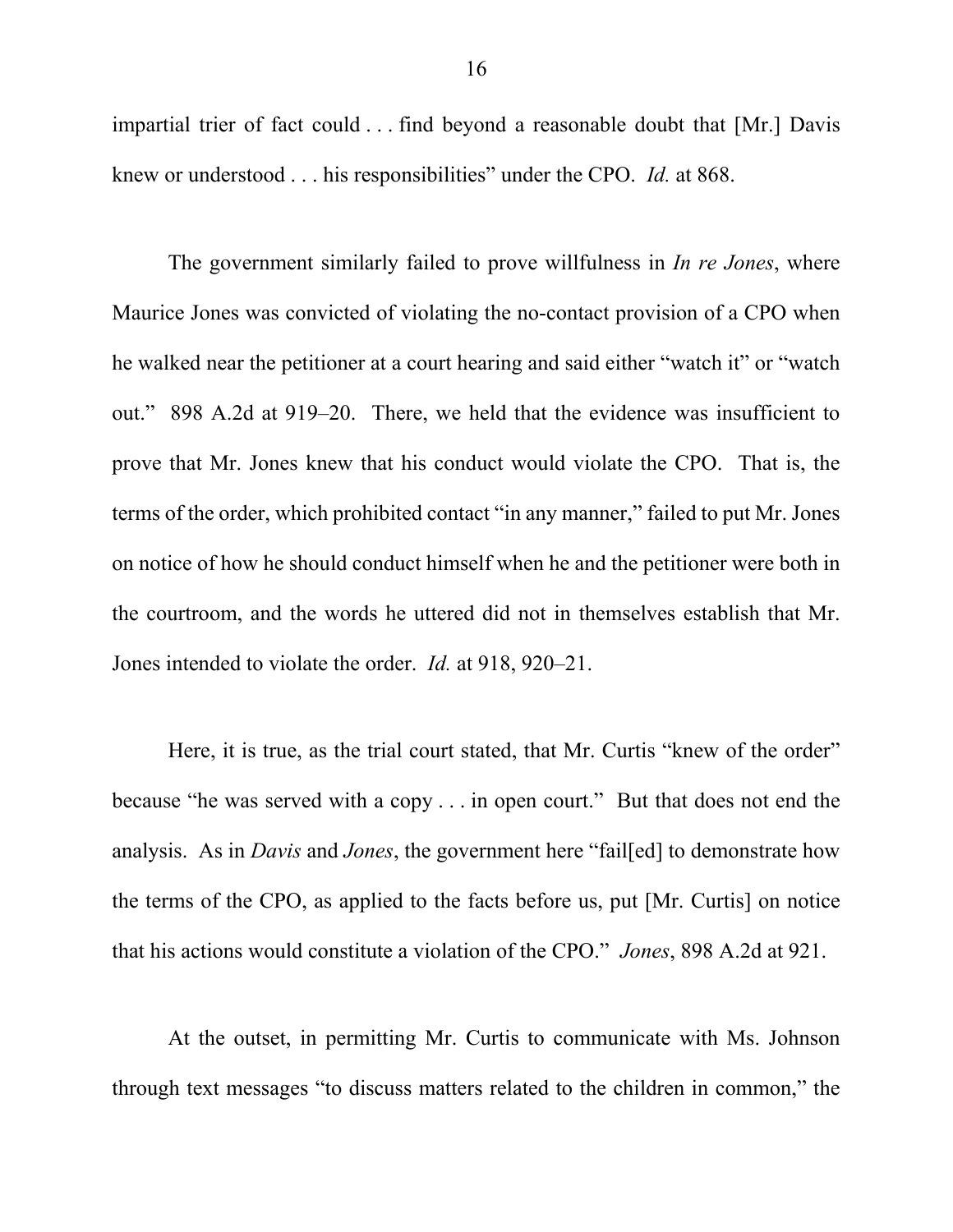impartial trier of fact could . . . find beyond a reasonable doubt that [Mr.] Davis knew or understood . . . his responsibilities" under the CPO. *Id.* at 868.

The government similarly failed to prove willfulness in *In re Jones*, where Maurice Jones was convicted of violating the no-contact provision of a CPO when he walked near the petitioner at a court hearing and said either "watch it" or "watch out." 898 A.2d at 919–20. There, we held that the evidence was insufficient to prove that Mr. Jones knew that his conduct would violate the CPO. That is, the terms of the order, which prohibited contact "in any manner," failed to put Mr. Jones on notice of how he should conduct himself when he and the petitioner were both in the courtroom, and the words he uttered did not in themselves establish that Mr. Jones intended to violate the order. *Id.* at 918, 920–21.

Here, it is true, as the trial court stated, that Mr. Curtis "knew of the order" because "he was served with a copy . . . in open court." But that does not end the analysis. As in *Davis* and *Jones*, the government here "fail[ed] to demonstrate how the terms of the CPO, as applied to the facts before us, put [Mr. Curtis] on notice that his actions would constitute a violation of the CPO." *Jones*, 898 A.2d at 921.

At the outset, in permitting Mr. Curtis to communicate with Ms. Johnson through text messages "to discuss matters related to the children in common," the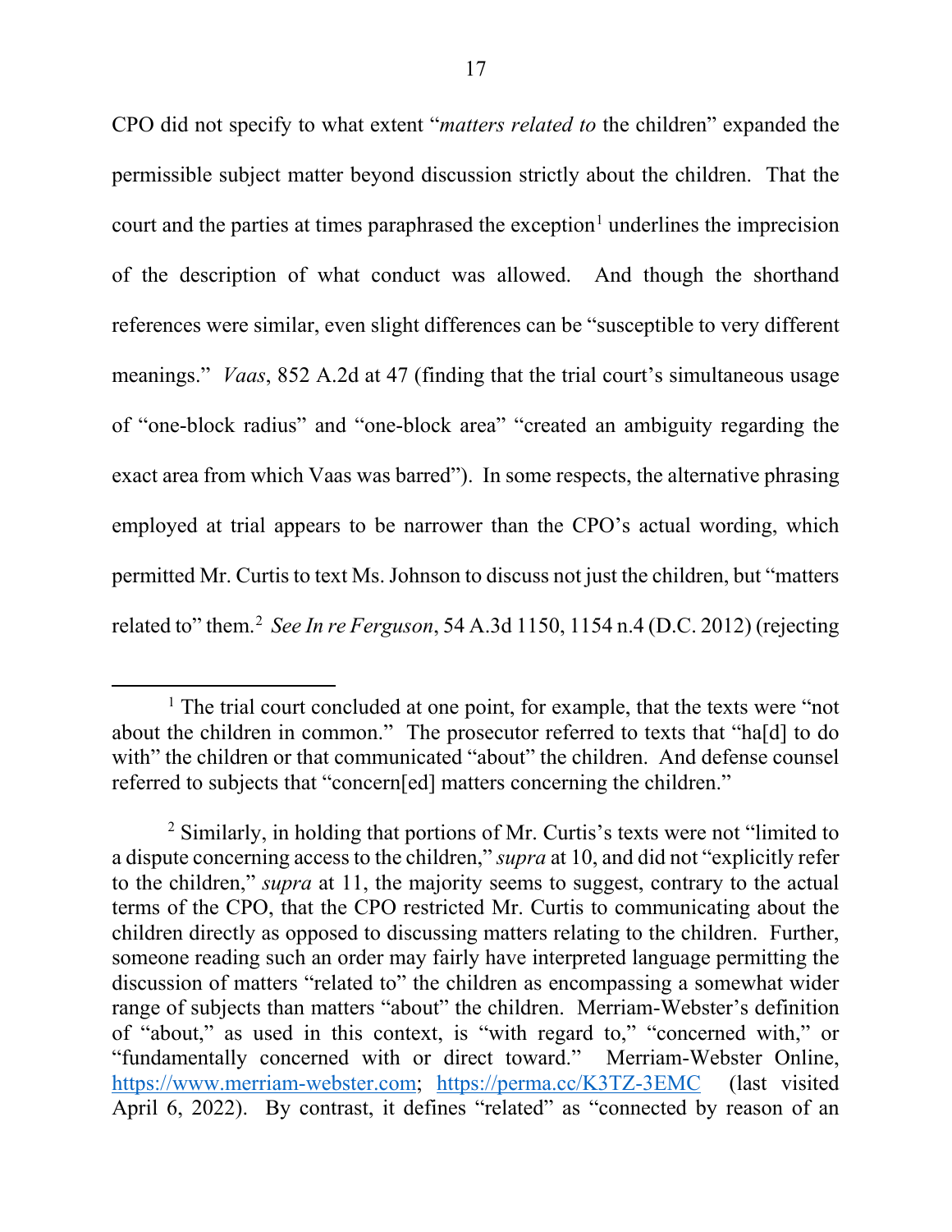CPO did not specify to what extent "*matters related to* the children" expanded the permissible subject matter beyond discussion strictly about the children. That the court and the parties at times paraphrased the exception[1] underlines the imprecision of the description of what conduct was allowed. And though the shorthand references were similar, even slight differences can be "susceptible to very different meanings." *Vaas*, 852 A.2d at 47 (finding that the trial court's simultaneous usage of "one-block radius" and "one-block area" "created an ambiguity regarding the exact area from which Vaas was barred"). In some respects, the alternative phrasing employed at trial appears to be narrower than the CPO's actual wording, which permitted Mr. Curtis to text Ms. Johnson to discuss not just the children, but "matters related to" them.[2] *See In re Ferguson*, 54 A.3d 1150, 1154 n.4 (D.C. 2012) (rejecting

---

[1] The trial court concluded at one point, for example, that the texts were "not about the children in common." The prosecutor referred to texts that "ha[d] to do with" the children or that communicated "about" the children. And defense counsel referred to subjects that "concern[ed] matters concerning the children."

[2] Similarly, in holding that portions of Mr. Curtis's texts were not "limited to a dispute concerning access to the children," *supra* at 10, and did not "explicitly refer to the children," *supra* at 11, the majority seems to suggest, contrary to the actual terms of the CPO, that the CPO restricted Mr. Curtis to communicating about the children directly as opposed to discussing matters relating to the children. Further, someone reading such an order may fairly have interpreted language permitting the discussion of matters "related to" the children as encompassing a somewhat wider range of subjects than matters "about" the children. Merriam-Webster's definition of "about," as used in this context, is "with regard to," "concerned with," or "fundamentally concerned with or direct toward." Merriam-Webster Online, https://www.merriam-webster.com; https://perma.cc/K3TZ-3EMC (last visited April 6, 2022). By contrast, it defines "related" as "connected by reason of an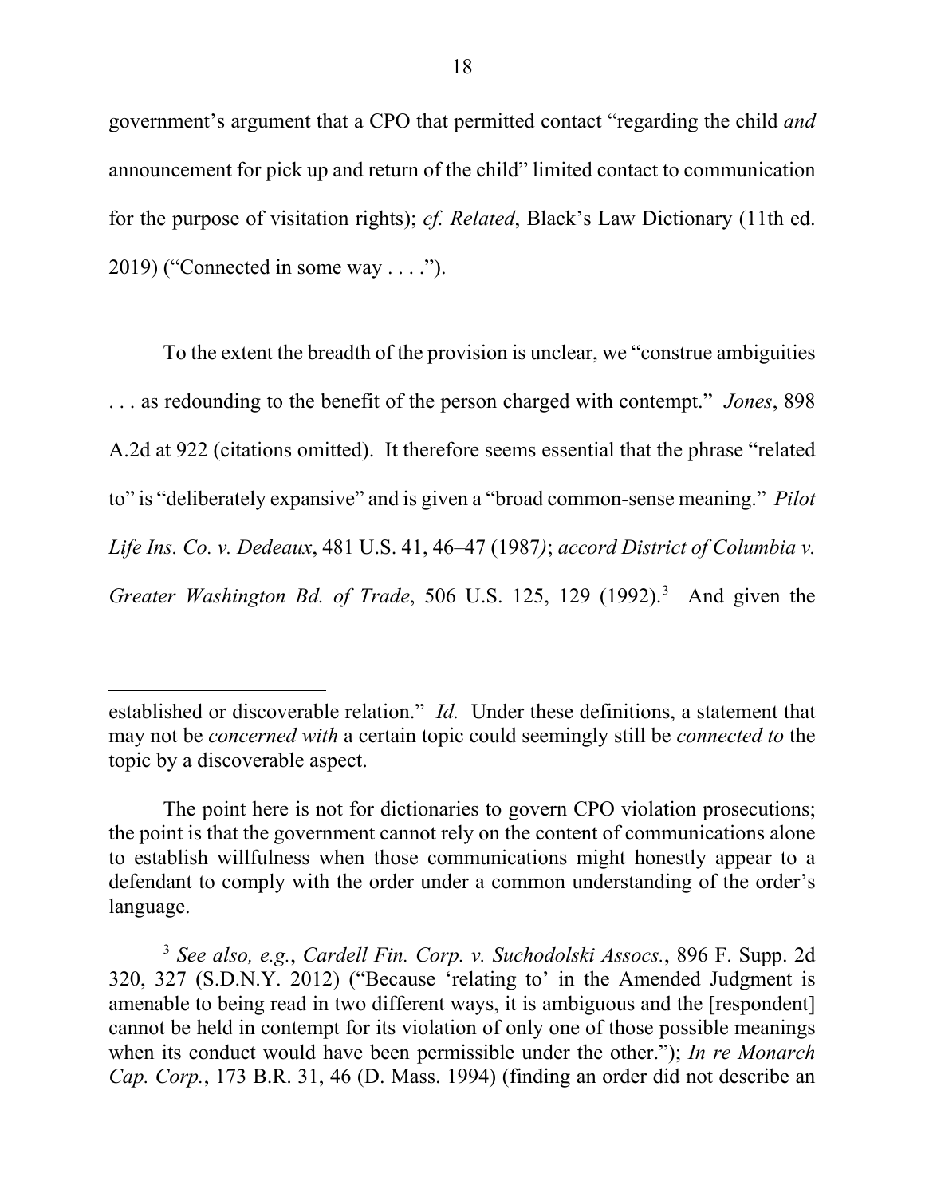government's argument that a CPO that permitted contact "regarding the child *and* announcement for pick up and return of the child" limited contact to communication for the purpose of visitation rights); *cf. Related*, Black's Law Dictionary (11th ed. 2019) ("Connected in some way . . . .").

To the extent the breadth of the provision is unclear, we "construe ambiguities . . . as redounding to the benefit of the person charged with contempt." *Jones*, 898 A.2d at 922 (citations omitted). It therefore seems essential that the phrase "related to" is "deliberately expansive" and is given a "broad common-sense meaning." *Pilot Life Ins. Co. v. Dedeaux*, 481 U.S. 41, 46–47 (1987); *accord District of Columbia v. Greater Washington Bd. of Trade*, 506 U.S. 125, 129 (1992).[3] And given the

---

established or discoverable relation." *Id.* Under these definitions, a statement that may not be *concerned with* a certain topic could seemingly still be *connected to* the topic by a discoverable aspect.

The point here is not for dictionaries to govern CPO violation prosecutions; the point is that the government cannot rely on the content of communications alone to establish willfulness when those communications might honestly appear to a defendant to comply with the order under a common understanding of the order's language.

[3] *See also, e.g.*, *Cardell Fin. Corp. v. Suchodolski Assocs.*, 896 F. Supp. 2d 320, 327 (S.D.N.Y. 2012) ("Because 'relating to' in the Amended Judgment is amenable to being read in two different ways, it is ambiguous and the [respondent] cannot be held in contempt for its violation of only one of those possible meanings when its conduct would have been permissible under the other."); *In re Monarch Cap. Corp.*, 173 B.R. 31, 46 (D. Mass. 1994) (finding an order did not describe an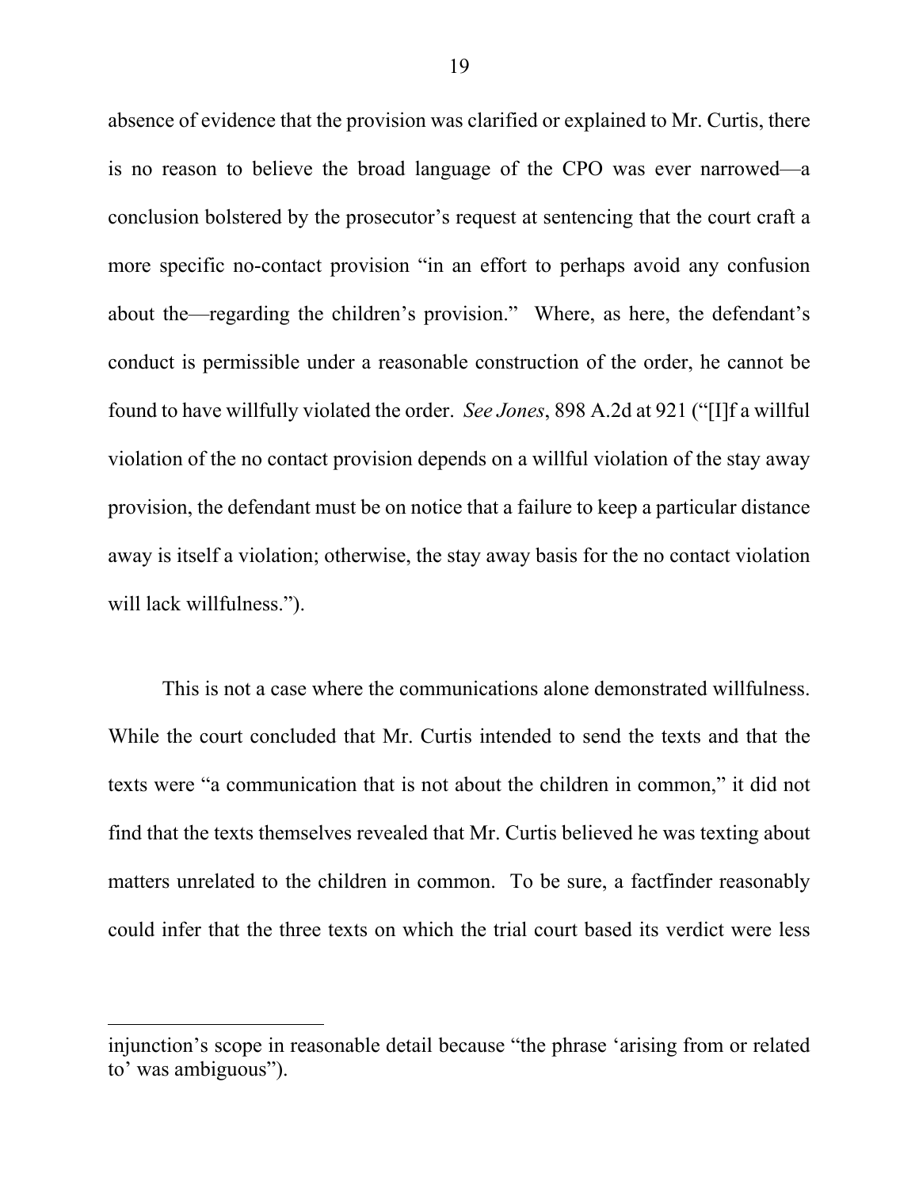absence of evidence that the provision was clarified or explained to Mr. Curtis, there is no reason to believe the broad language of the CPO was ever narrowed—a conclusion bolstered by the prosecutor's request at sentencing that the court craft a more specific no-contact provision "in an effort to perhaps avoid any confusion about the—regarding the children's provision." Where, as here, the defendant's conduct is permissible under a reasonable construction of the order, he cannot be found to have willfully violated the order. *See Jones*, 898 A.2d at 921 ("[I]f a willful violation of the no contact provision depends on a willful violation of the stay away provision, the defendant must be on notice that a failure to keep a particular distance away is itself a violation; otherwise, the stay away basis for the no contact violation will lack willfulness.").

This is not a case where the communications alone demonstrated willfulness. While the court concluded that Mr. Curtis intended to send the texts and that the texts were "a communication that is not about the children in common," it did not find that the texts themselves revealed that Mr. Curtis believed he was texting about matters unrelated to the children in common. To be sure, a factfinder reasonably could infer that the three texts on which the trial court based its verdict were less

---

injunction's scope in reasonable detail because "the phrase 'arising from or related to' was ambiguous").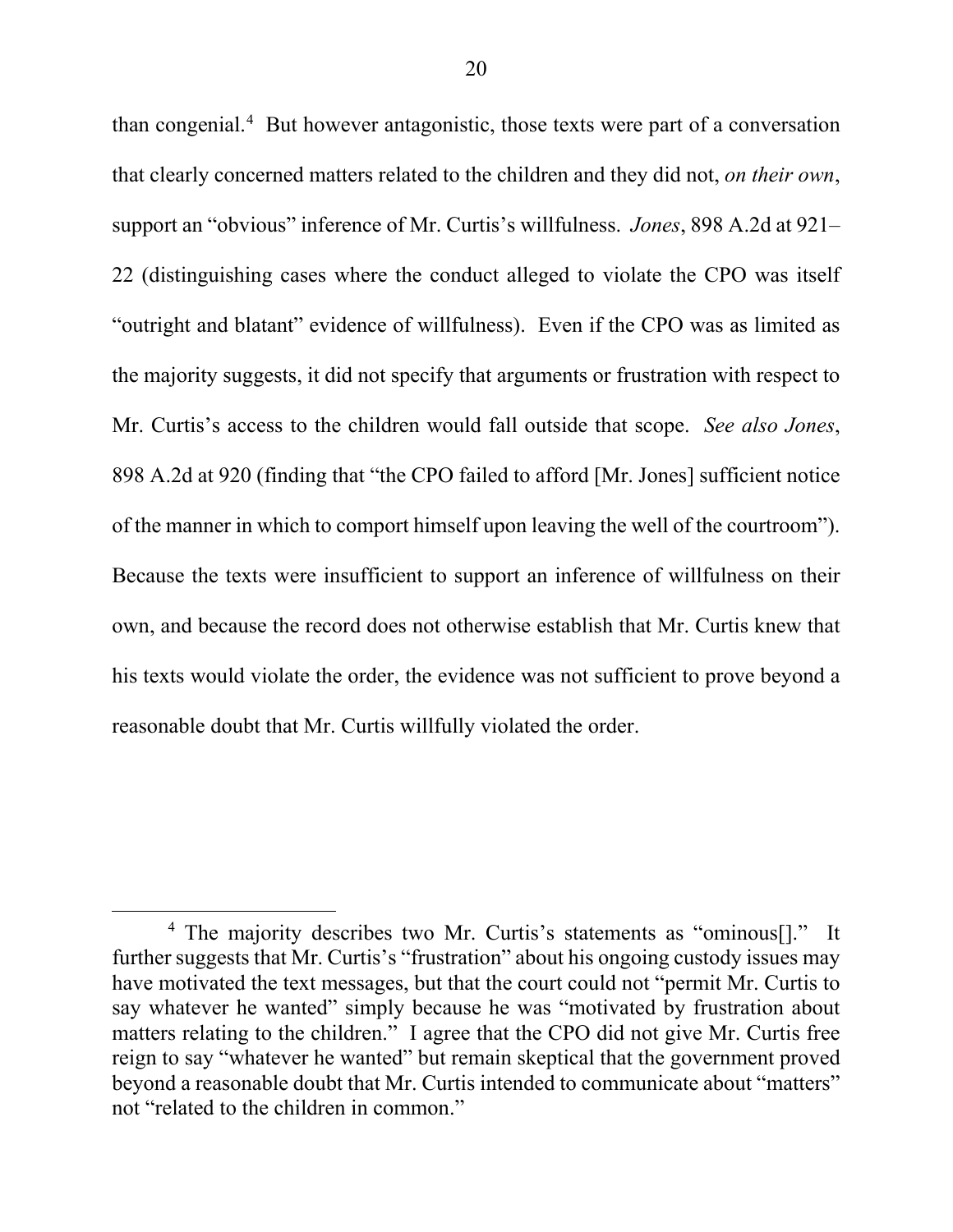than congenial.[4] But however antagonistic, those texts were part of a conversation that clearly concerned matters related to the children and they did not, *on their own*, support an "obvious" inference of Mr. Curtis's willfulness. *Jones*, 898 A.2d at 921–22 (distinguishing cases where the conduct alleged to violate the CPO was itself "outright and blatant" evidence of willfulness). Even if the CPO was as limited as the majority suggests, it did not specify that arguments or frustration with respect to Mr. Curtis's access to the children would fall outside that scope. *See also Jones*, 898 A.2d at 920 (finding that "the CPO failed to afford [Mr. Jones] sufficient notice of the manner in which to comport himself upon leaving the well of the courtroom"). Because the texts were insufficient to support an inference of willfulness on their own, and because the record does not otherwise establish that Mr. Curtis knew that his texts would violate the order, the evidence was not sufficient to prove beyond a reasonable doubt that Mr. Curtis willfully violated the order.

---

[4] The majority describes two Mr. Curtis's statements as "ominous[]." It further suggests that Mr. Curtis's "frustration" about his ongoing custody issues may have motivated the text messages, but that the court could not "permit Mr. Curtis to say whatever he wanted" simply because he was "motivated by frustration about matters relating to the children." I agree that the CPO did not give Mr. Curtis free reign to say "whatever he wanted" but remain skeptical that the government proved beyond a reasonable doubt that Mr. Curtis intended to communicate about "matters" not "related to the children in common."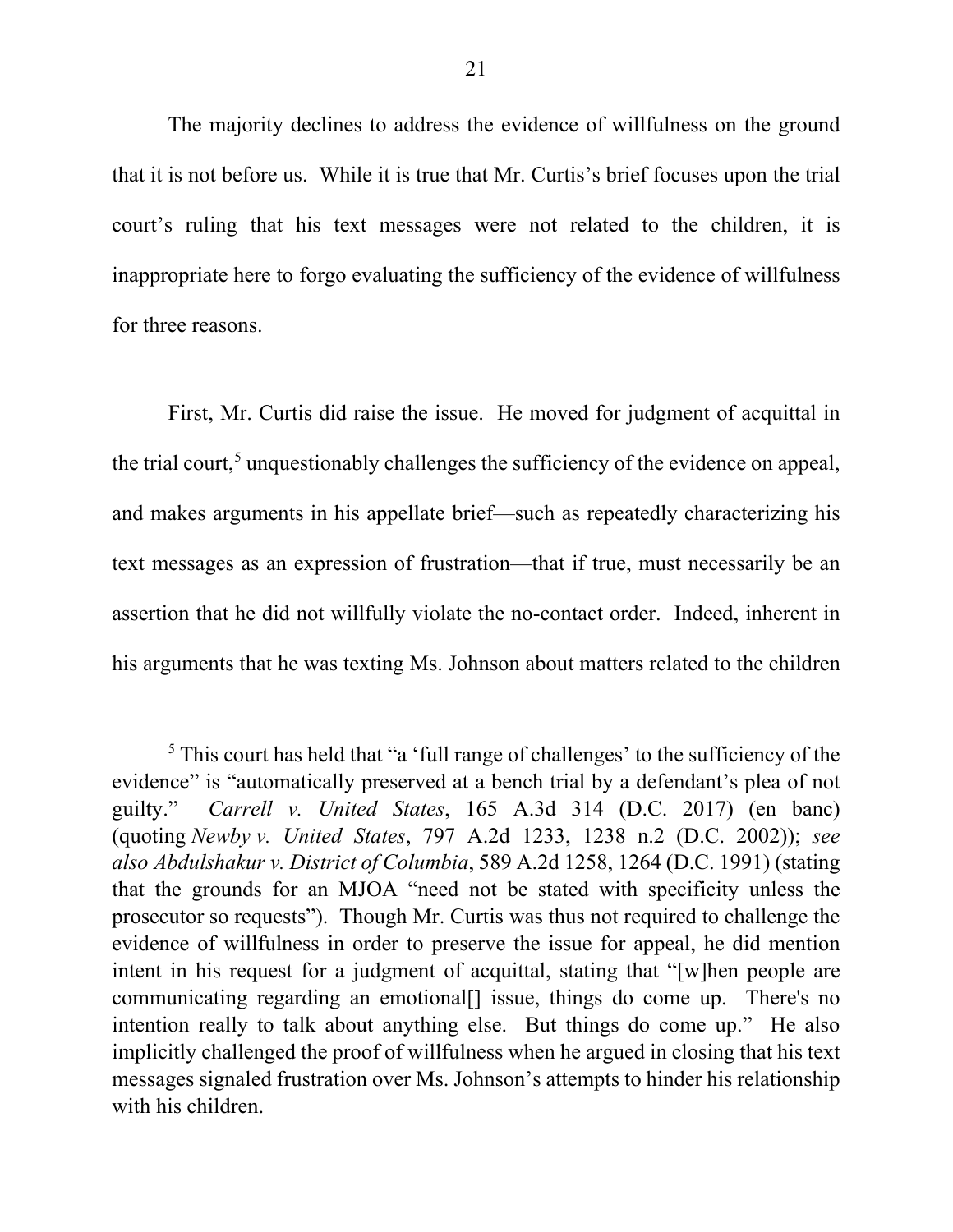The majority declines to address the evidence of willfulness on the ground that it is not before us. While it is true that Mr. Curtis's brief focuses upon the trial court's ruling that his text messages were not related to the children, it is inappropriate here to forgo evaluating the sufficiency of the evidence of willfulness for three reasons.

First, Mr. Curtis did raise the issue. He moved for judgment of acquittal in the trial court,[5] unquestionably challenges the sufficiency of the evidence on appeal, and makes arguments in his appellate brief—such as repeatedly characterizing his text messages as an expression of frustration—that if true, must necessarily be an assertion that he did not willfully violate the no-contact order. Indeed, inherent in his arguments that he was texting Ms. Johnson about matters related to the children

[5] This court has held that "a 'full range of challenges' to the sufficiency of the evidence" is "automatically preserved at a bench trial by a defendant's plea of not guilty." *Carrell v. United States*, 165 A.3d 314 (D.C. 2017) (en banc) (quoting *Newby v. United States*, 797 A.2d 1233, 1238 n.2 (D.C. 2002)); *see also Abdulshakur v. District of Columbia*, 589 A.2d 1258, 1264 (D.C. 1991) (stating that the grounds for an MJOA "need not be stated with specificity unless the prosecutor so requests"). Though Mr. Curtis was thus not required to challenge the evidence of willfulness in order to preserve the issue for appeal, he did mention intent in his request for a judgment of acquittal, stating that "[w]hen people are communicating regarding an emotional[] issue, things do come up. There's no intention really to talk about anything else. But things do come up." He also implicitly challenged the proof of willfulness when he argued in closing that his text messages signaled frustration over Ms. Johnson's attempts to hinder his relationship with his children.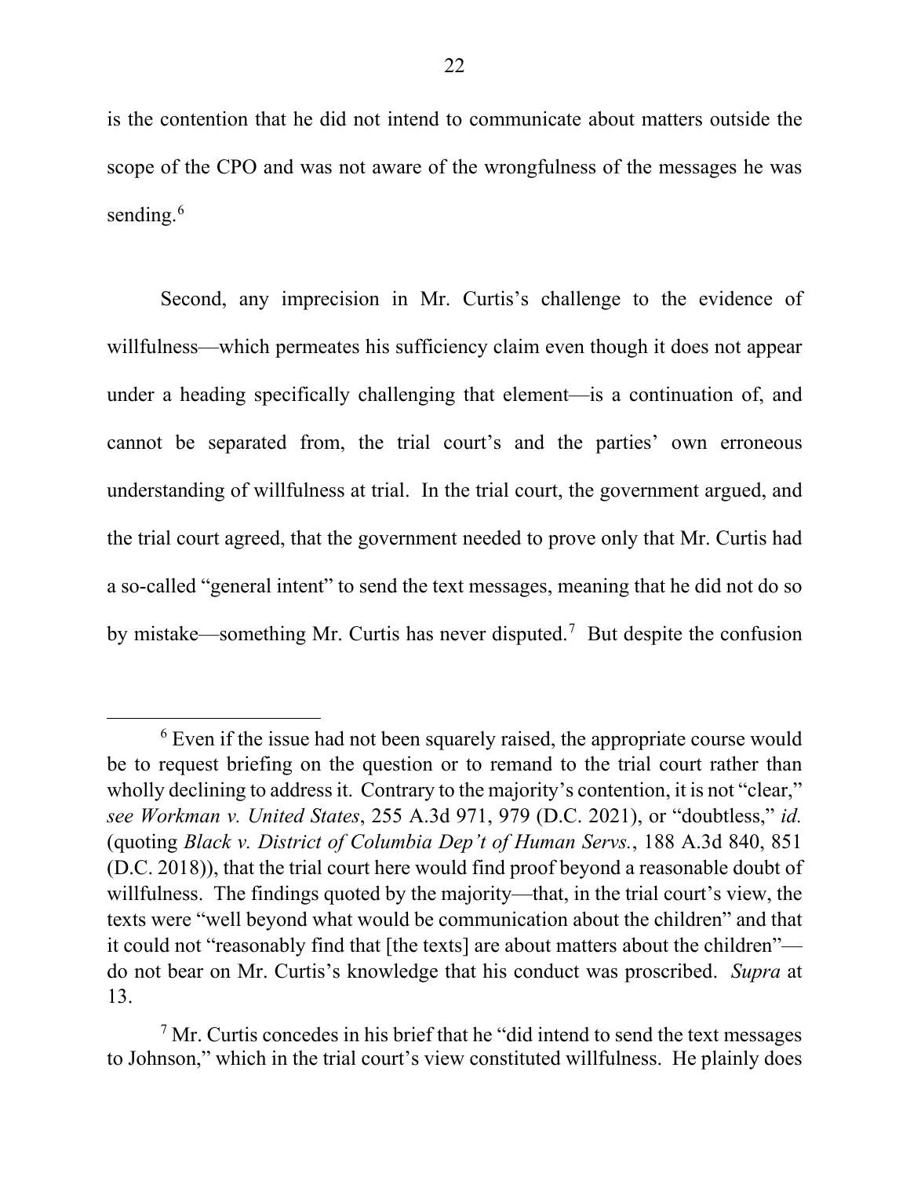is the contention that he did not intend to communicate about matters outside the scope of the CPO and was not aware of the wrongfulness of the messages he was sending.[6]

Second, any imprecision in Mr. Curtis's challenge to the evidence of willfulness—which permeates his sufficiency claim even though it does not appear under a heading specifically challenging that element—is a continuation of, and cannot be separated from, the trial court's and the parties' own erroneous understanding of willfulness at trial. In the trial court, the government argued, and the trial court agreed, that the government needed to prove only that Mr. Curtis had a so-called "general intent" to send the text messages, meaning that he did not do so by mistake—something Mr. Curtis has never disputed.[7] But despite the confusion

---

[6] Even if the issue had not been squarely raised, the appropriate course would be to request briefing on the question or to remand to the trial court rather than wholly declining to address it. Contrary to the majority's contention, it is not "clear," *see Workman v. United States*, 255 A.3d 971, 979 (D.C. 2021), or "doubtless," *id.* (quoting *Black v. District of Columbia Dep't of Human Servs.*, 188 A.3d 840, 851 (D.C. 2018)), that the trial court here would find proof beyond a reasonable doubt of willfulness. The findings quoted by the majority—that, in the trial court's view, the texts were "well beyond what would be communication about the children" and that it could not "reasonably find that [the texts] are about matters about the children"—do not bear on Mr. Curtis's knowledge that his conduct was proscribed. *Supra* at 13.

[7] Mr. Curtis concedes in his brief that he "did intend to send the text messages to Johnson," which in the trial court's view constituted willfulness. He plainly does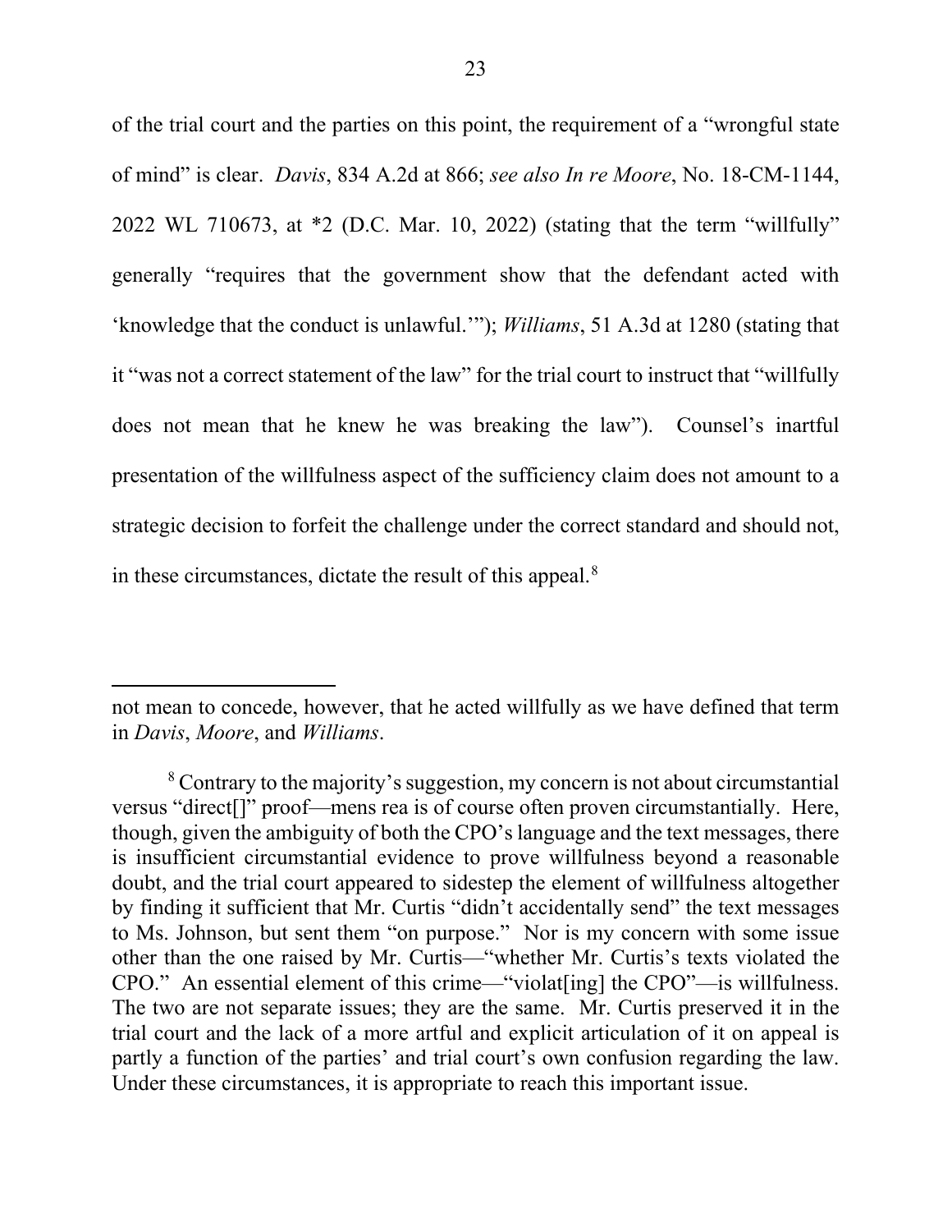of the trial court and the parties on this point, the requirement of a "wrongful state of mind" is clear. *Davis*, 834 A.2d at 866; *see also In re Moore*, No. 18-CM-1144, 2022 WL 710673, at *2 (D.C. Mar. 10, 2022) (stating that the term "willfully" generally "requires that the government show that the defendant acted with 'knowledge that the conduct is unlawful.'"); *Williams*, 51 A.3d at 1280 (stating that it "was not a correct statement of the law" for the trial court to instruct that "willfully does not mean that he knew he was breaking the law"). Counsel's inartful presentation of the willfulness aspect of the sufficiency claim does not amount to a strategic decision to forfeit the challenge under the correct standard and should not, in these circumstances, dictate the result of this appeal.[8]

---

not mean to concede, however, that he acted willfully as we have defined that term in *Davis*, *Moore*, and *Williams*.

[8] Contrary to the majority's suggestion, my concern is not about circumstantial versus "direct[]" proof—mens rea is of course often proven circumstantially. Here, though, given the ambiguity of both the CPO's language and the text messages, there is insufficient circumstantial evidence to prove willfulness beyond a reasonable doubt, and the trial court appeared to sidestep the element of willfulness altogether by finding it sufficient that Mr. Curtis "didn't accidentally send" the text messages to Ms. Johnson, but sent them "on purpose." Nor is my concern with some issue other than the one raised by Mr. Curtis—"whether Mr. Curtis's texts violated the CPO." An essential element of this crime—"violat[ing] the CPO"—is willfulness. The two are not separate issues; they are the same. Mr. Curtis preserved it in the trial court and the lack of a more artful and explicit articulation of it on appeal is partly a function of the parties' and trial court's own confusion regarding the law. Under these circumstances, it is appropriate to reach this important issue.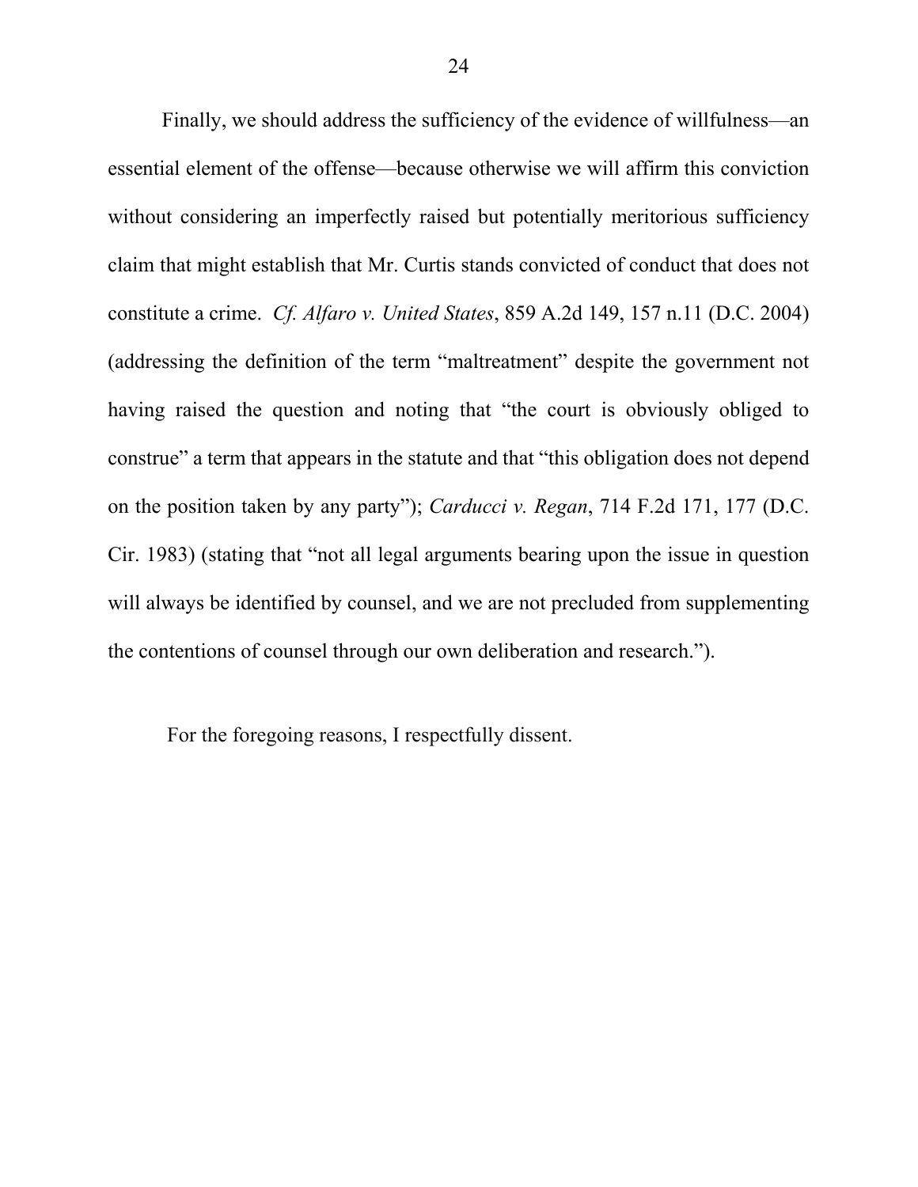Finally, we should address the sufficiency of the evidence of willfulness—an essential element of the offense—because otherwise we will affirm this conviction without considering an imperfectly raised but potentially meritorious sufficiency claim that might establish that Mr. Curtis stands convicted of conduct that does not constitute a crime. *Cf. Alfaro v. United States*, 859 A.2d 149, 157 n.11 (D.C. 2004) (addressing the definition of the term "maltreatment" despite the government not having raised the question and noting that "the court is obviously obliged to construe" a term that appears in the statute and that "this obligation does not depend on the position taken by any party"); *Carducci v. Regan*, 714 F.2d 171, 177 (D.C. Cir. 1983) (stating that "not all legal arguments bearing upon the issue in question will always be identified by counsel, and we are not precluded from supplementing the contentions of counsel through our own deliberation and research.").

For the foregoing reasons, I respectfully dissent.